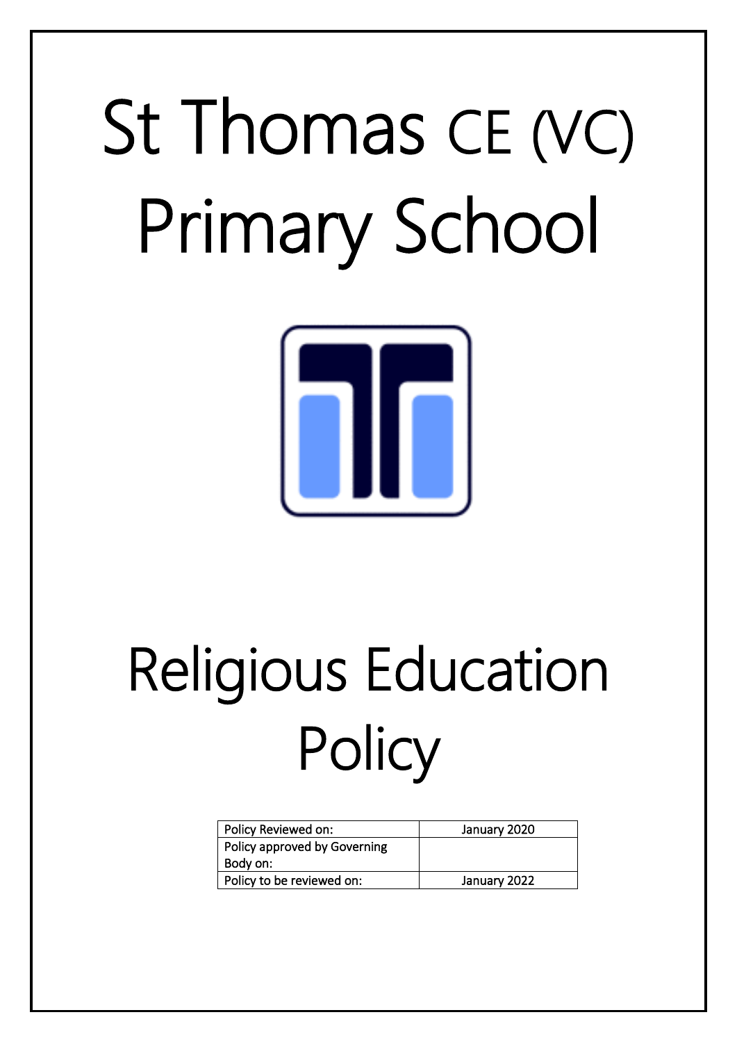# St Thomas CE (VC) Primary School

# Religious Education Policy

| Policy Reviewed on: | January 2020 |
|---|---|
| Policy approved by Governing Body on: | |
| Policy to be reviewed on: | January 2022 |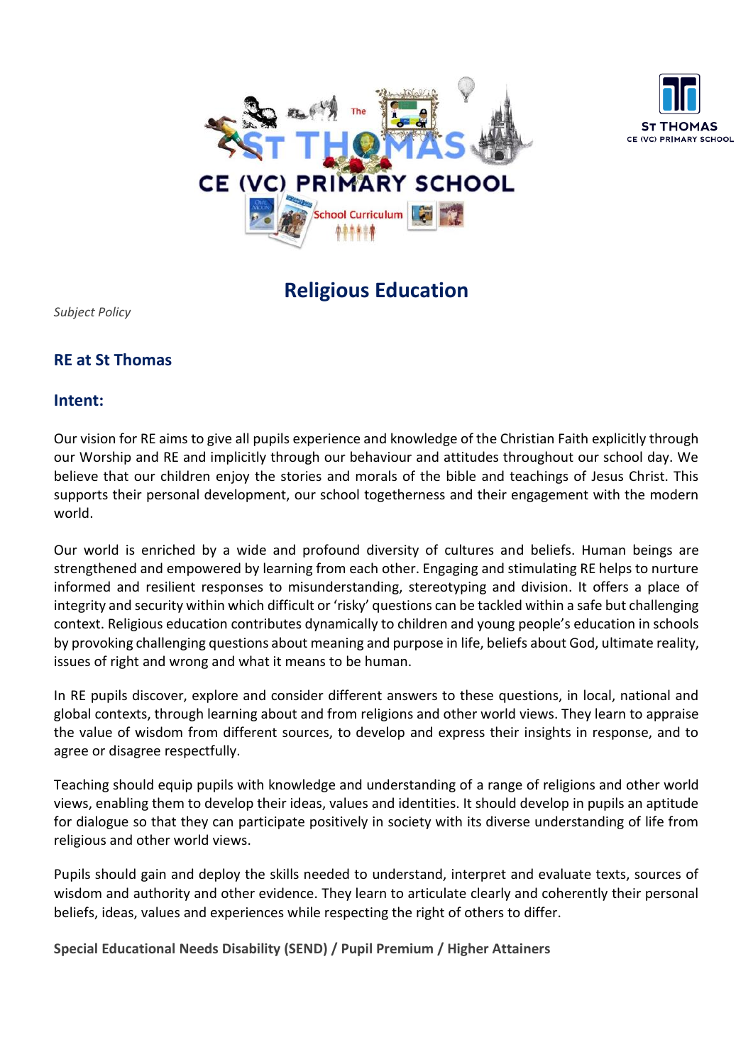# Religious Education

*Subject Policy*

## RE at St Thomas

## Intent:

Our vision for RE aims to give all pupils experience and knowledge of the Christian Faith explicitly through our Worship and RE and implicitly through our behaviour and attitudes throughout our school day. We believe that our children enjoy the stories and morals of the bible and teachings of Jesus Christ. This supports their personal development, our school togetherness and their engagement with the modern world.

Our world is enriched by a wide and profound diversity of cultures and beliefs. Human beings are strengthened and empowered by learning from each other. Engaging and stimulating RE helps to nurture informed and resilient responses to misunderstanding, stereotyping and division. It offers a place of integrity and security within which difficult or 'risky' questions can be tackled within a safe but challenging context. Religious education contributes dynamically to children and young people's education in schools by provoking challenging questions about meaning and purpose in life, beliefs about God, ultimate reality, issues of right and wrong and what it means to be human.

In RE pupils discover, explore and consider different answers to these questions, in local, national and global contexts, through learning about and from religions and other world views. They learn to appraise the value of wisdom from different sources, to develop and express their insights in response, and to agree or disagree respectfully.

Teaching should equip pupils with knowledge and understanding of a range of religions and other world views, enabling them to develop their ideas, values and identities. It should develop in pupils an aptitude for dialogue so that they can participate positively in society with its diverse understanding of life from religious and other world views.

Pupils should gain and deploy the skills needed to understand, interpret and evaluate texts, sources of wisdom and authority and other evidence. They learn to articulate clearly and coherently their personal beliefs, ideas, values and experiences while respecting the right of others to differ.

**Special Educational Needs Disability (SEND) / Pupil Premium / Higher Attainers**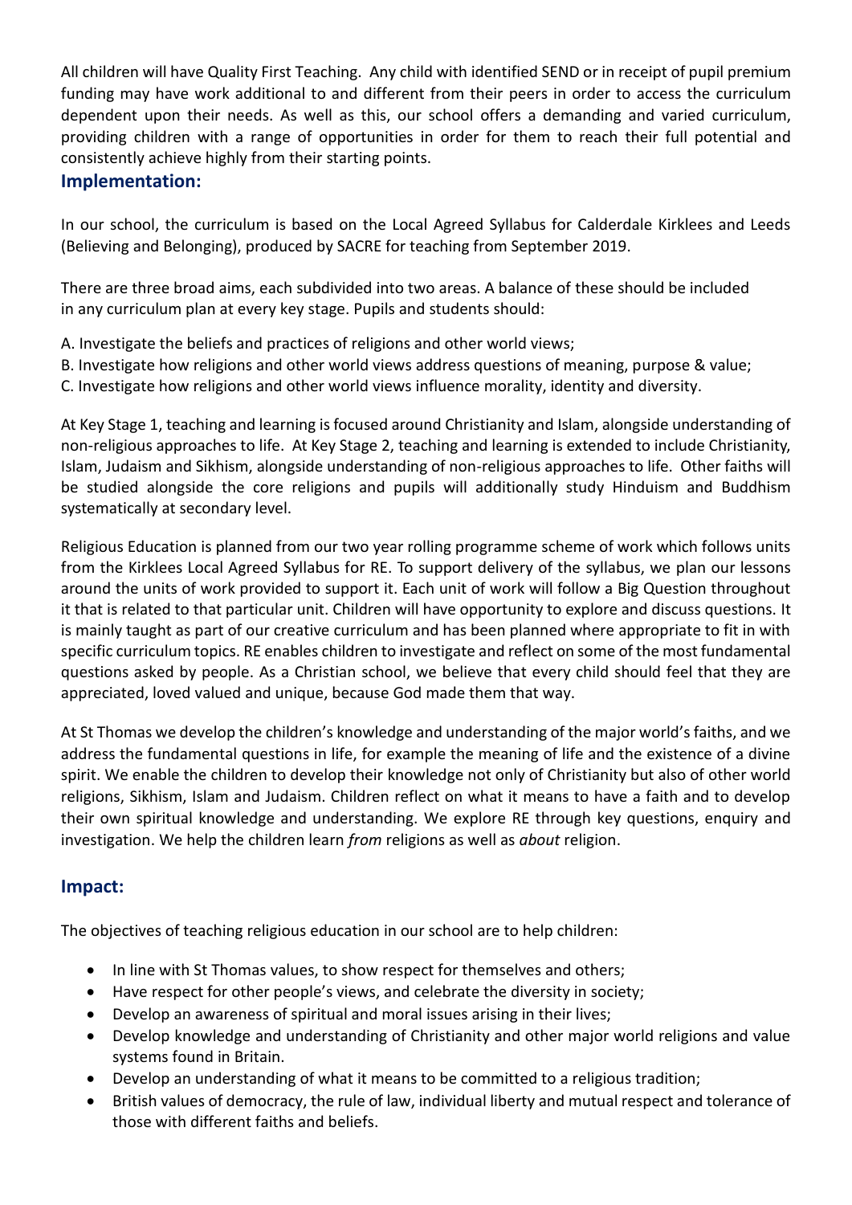All children will have Quality First Teaching. Any child with identified SEND or in receipt of pupil premium funding may have work additional to and different from their peers in order to access the curriculum dependent upon their needs. As well as this, our school offers a demanding and varied curriculum, providing children with a range of opportunities in order for them to reach their full potential and consistently achieve highly from their starting points.

## Implementation:

In our school, the curriculum is based on the Local Agreed Syllabus for Calderdale Kirklees and Leeds (Believing and Belonging), produced by SACRE for teaching from September 2019.

There are three broad aims, each subdivided into two areas. A balance of these should be included in any curriculum plan at every key stage. Pupils and students should:

A. Investigate the beliefs and practices of religions and other world views;
B. Investigate how religions and other world views address questions of meaning, purpose & value;
C. Investigate how religions and other world views influence morality, identity and diversity.

At Key Stage 1, teaching and learning is focused around Christianity and Islam, alongside understanding of non-religious approaches to life. At Key Stage 2, teaching and learning is extended to include Christianity, Islam, Judaism and Sikhism, alongside understanding of non-religious approaches to life. Other faiths will be studied alongside the core religions and pupils will additionally study Hinduism and Buddhism systematically at secondary level.

Religious Education is planned from our two year rolling programme scheme of work which follows units from the Kirklees Local Agreed Syllabus for RE. To support delivery of the syllabus, we plan our lessons around the units of work provided to support it. Each unit of work will follow a Big Question throughout it that is related to that particular unit. Children will have opportunity to explore and discuss questions. It is mainly taught as part of our creative curriculum and has been planned where appropriate to fit in with specific curriculum topics. RE enables children to investigate and reflect on some of the most fundamental questions asked by people. As a Christian school, we believe that every child should feel that they are appreciated, loved valued and unique, because God made them that way.

At St Thomas we develop the children's knowledge and understanding of the major world's faiths, and we address the fundamental questions in life, for example the meaning of life and the existence of a divine spirit. We enable the children to develop their knowledge not only of Christianity but also of other world religions, Sikhism, Islam and Judaism. Children reflect on what it means to have a faith and to develop their own spiritual knowledge and understanding. We explore RE through key questions, enquiry and investigation. We help the children learn *from* religions as well as *about* religion.

## Impact:

The objectives of teaching religious education in our school are to help children:

- In line with St Thomas values, to show respect for themselves and others;
- Have respect for other people's views, and celebrate the diversity in society;
- Develop an awareness of spiritual and moral issues arising in their lives;
- Develop knowledge and understanding of Christianity and other major world religions and value systems found in Britain.
- Develop an understanding of what it means to be committed to a religious tradition;
- British values of democracy, the rule of law, individual liberty and mutual respect and tolerance of those with different faiths and beliefs.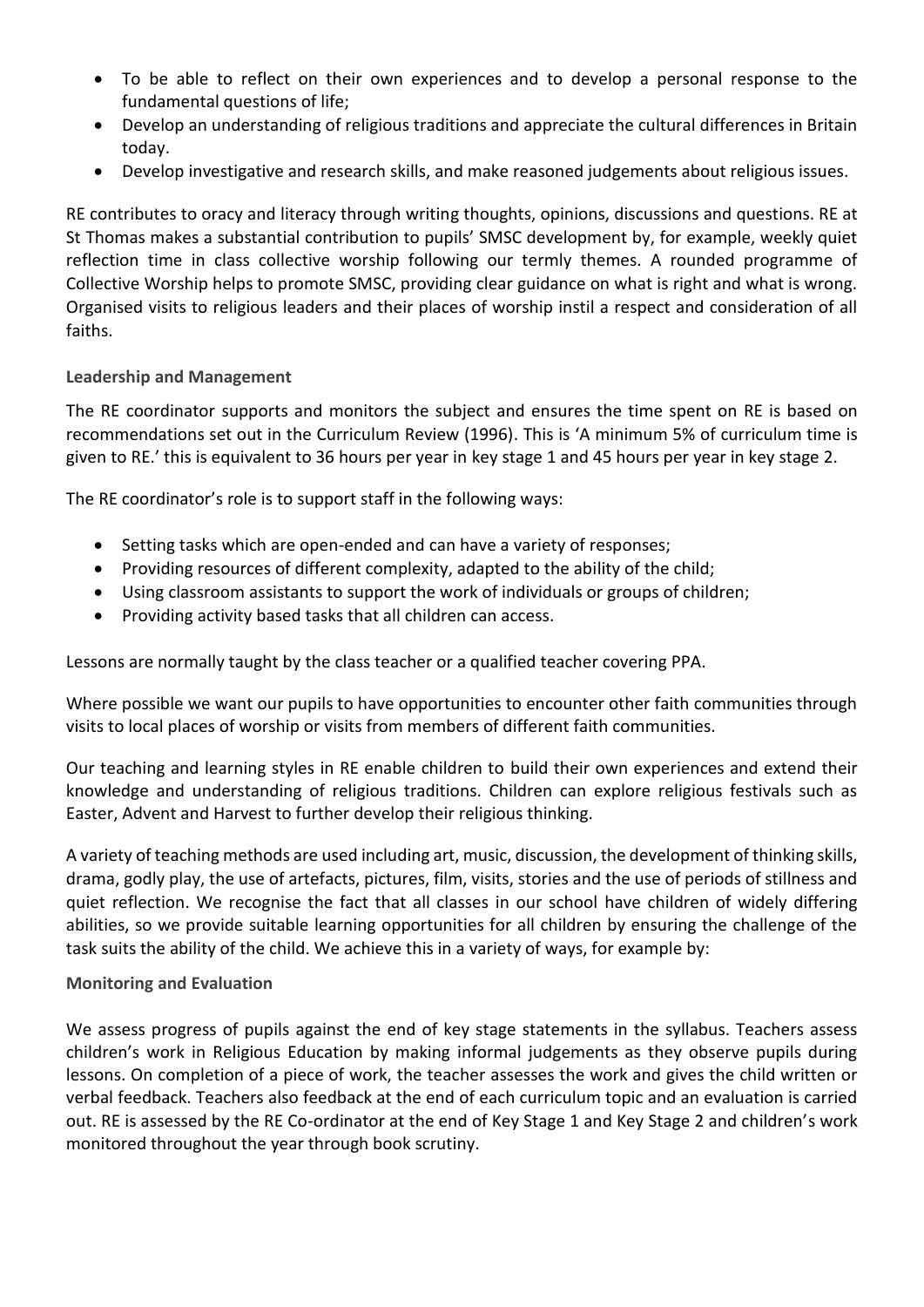- To be able to reflect on their own experiences and to develop a personal response to the fundamental questions of life;
- Develop an understanding of religious traditions and appreciate the cultural differences in Britain today.
- Develop investigative and research skills, and make reasoned judgements about religious issues.

RE contributes to oracy and literacy through writing thoughts, opinions, discussions and questions. RE at St Thomas makes a substantial contribution to pupils' SMSC development by, for example, weekly quiet reflection time in class collective worship following our termly themes. A rounded programme of Collective Worship helps to promote SMSC, providing clear guidance on what is right and what is wrong. Organised visits to religious leaders and their places of worship instil a respect and consideration of all faiths.

### Leadership and Management

The RE coordinator supports and monitors the subject and ensures the time spent on RE is based on recommendations set out in the Curriculum Review (1996). This is 'A minimum 5% of curriculum time is given to RE.' this is equivalent to 36 hours per year in key stage 1 and 45 hours per year in key stage 2.

The RE coordinator's role is to support staff in the following ways:

- Setting tasks which are open-ended and can have a variety of responses;
- Providing resources of different complexity, adapted to the ability of the child;
- Using classroom assistants to support the work of individuals or groups of children;
- Providing activity based tasks that all children can access.

Lessons are normally taught by the class teacher or a qualified teacher covering PPA.

Where possible we want our pupils to have opportunities to encounter other faith communities through visits to local places of worship or visits from members of different faith communities.

Our teaching and learning styles in RE enable children to build their own experiences and extend their knowledge and understanding of religious traditions. Children can explore religious festivals such as Easter, Advent and Harvest to further develop their religious thinking.

A variety of teaching methods are used including art, music, discussion, the development of thinking skills, drama, godly play, the use of artefacts, pictures, film, visits, stories and the use of periods of stillness and quiet reflection. We recognise the fact that all classes in our school have children of widely differing abilities, so we provide suitable learning opportunities for all children by ensuring the challenge of the task suits the ability of the child. We achieve this in a variety of ways, for example by:

### Monitoring and Evaluation

We assess progress of pupils against the end of key stage statements in the syllabus. Teachers assess children's work in Religious Education by making informal judgements as they observe pupils during lessons. On completion of a piece of work, the teacher assesses the work and gives the child written or verbal feedback. Teachers also feedback at the end of each curriculum topic and an evaluation is carried out. RE is assessed by the RE Co-ordinator at the end of Key Stage 1 and Key Stage 2 and children's work monitored throughout the year through book scrutiny.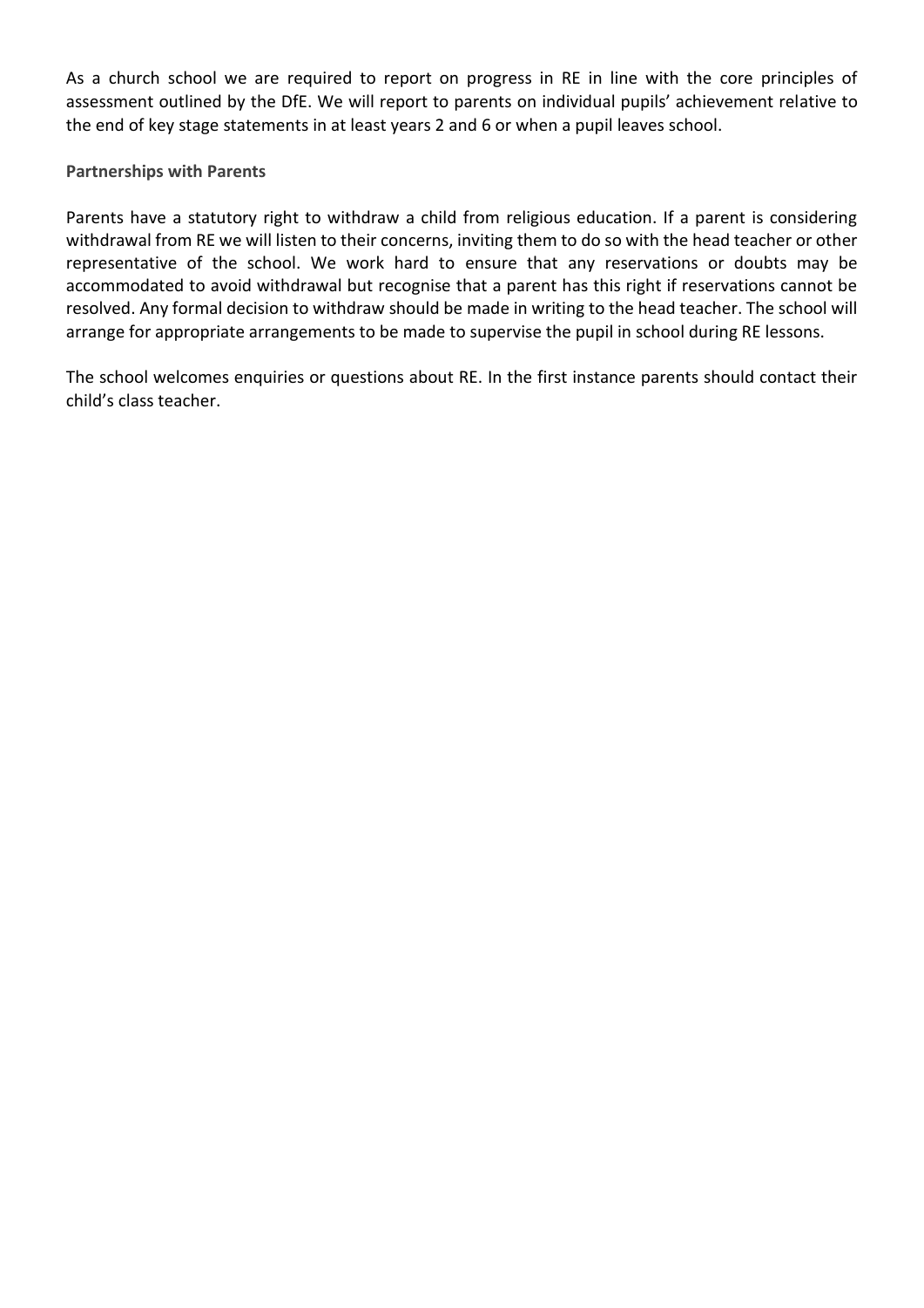As a church school we are required to report on progress in RE in line with the core principles of assessment outlined by the DfE. We will report to parents on individual pupils' achievement relative to the end of key stage statements in at least years 2 and 6 or when a pupil leaves school.

**Partnerships with Parents**

Parents have a statutory right to withdraw a child from religious education. If a parent is considering withdrawal from RE we will listen to their concerns, inviting them to do so with the head teacher or other representative of the school. We work hard to ensure that any reservations or doubts may be accommodated to avoid withdrawal but recognise that a parent has this right if reservations cannot be resolved. Any formal decision to withdraw should be made in writing to the head teacher. The school will arrange for appropriate arrangements to be made to supervise the pupil in school during RE lessons.

The school welcomes enquiries or questions about RE. In the first instance parents should contact their child's class teacher.